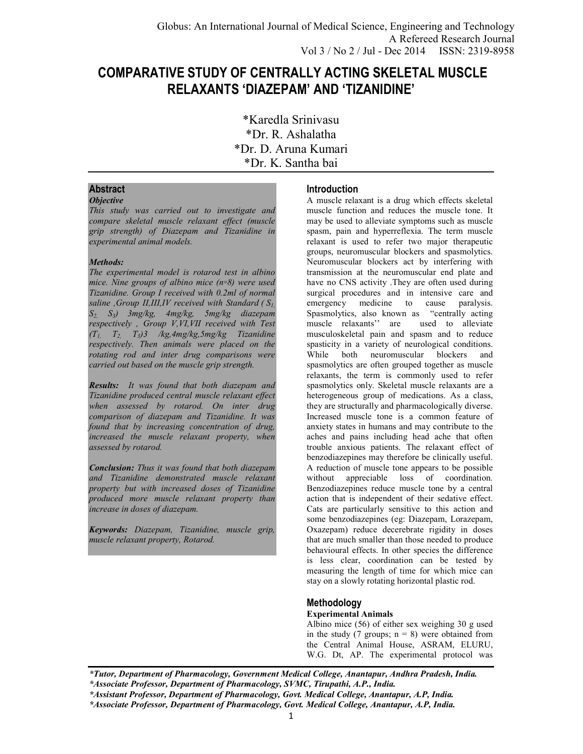# COMPARATIVE STUDY OF CENTRALLY ACTING SKELETAL MUSCLE RELAXANTS 'DIAZEPAM' AND 'TIZANIDINE'

*Karedla Srinivasu
*Dr. R. Ashalatha
*Dr. D. Aruna Kumari
*Dr. K. Santha bai

## Abstract

***Objective***

*This study was carried out to investigate and compare skeletal muscle relaxant effect (muscle grip strength) of Diazepam and Tizanidine in experimental animal models.*

***Methods:***

*The experimental model is rotarod test in albino mice. Nine groups of albino mice (n=8) were used Tizanidine. Group I received with 0.2ml of normal saline ,Group II,III,IV received with Standard ( $S_1$, $S_2$, $S_3$) 3mg/kg, 4mg/kg, 5mg/kg diazepam respectively , Group V,VI,VII received with Test ($T_1$, $T_2$, $T_3$)3 /kg,4mg/kg,5mg/kg Tizanidine respectively. Then animals were placed on the rotating rod and inter drug comparisons were carried out based on the muscle grip strength.*

***Results:*** *It was found that both diazepam and Tizanidine produced central muscle relaxant effect when assessed by rotarod. On inter drug comparison of diazepam and Tizanidine. It was found that by increasing concentration of drug, increased the muscle relaxant property, when assessed by rotarod.*

***Conclusion:*** *Thus it was found that both diazepam and Tizanidine demonstrated muscle relaxant property but with increased doses of Tizanidine produced more muscle relaxant property than increase in doses of diazepam.*

***Keywords:*** *Diazepam, Tizanidine, muscle grip, muscle relaxant property, Rotarod.*

## Introduction

A muscle relaxant is a drug which effects skeletal muscle function and reduces the muscle tone. It may be used to alleviate symptoms such as muscle spasm, pain and hyperreflexia. The term muscle relaxant is used to refer two major therapeutic groups, neuromuscular blockers and spasmolytics. Neuromuscular blockers act by interfering with transmission at the neuromuscular end plate and have no CNS activity .They are often used during surgical procedures and in intensive care and emergency medicine to cause paralysis. Spasmolytics, also known as "centrally acting muscle relaxants'' are used to alleviate musculoskeletal pain and spasm and to reduce spasticity in a variety of neurological conditions. While both neuromuscular blockers and spasmolytics are often grouped together as muscle relaxants, the term is commonly used to refer spasmolytics only. Skeletal muscle relaxants are a heterogeneous group of medications. As a class, they are structurally and pharmacologically diverse. Increased muscle tone is a common feature of anxiety states in humans and may contribute to the aches and pains including head ache that often trouble anxious patients. The relaxant effect of benzodiazepines may therefore be clinically useful. A reduction of muscle tone appears to be possible without appreciable loss of coordination. Benzodiazepines reduce muscle tone by a central action that is independent of their sedative effect. Cats are particularly sensitive to this action and some benzodiazepines (eg: Diazepam, Lorazepam, Oxazepam) reduce decerebrate rigidity in doses that are much smaller than those needed to produce behavioural effects. In other species the difference is less clear, coordination can be tested by measuring the length of time for which mice can stay on a slowly rotating horizontal plastic rod.

## Methodology

**Experimental Animals**

Albino mice (56) of either sex weighing 30 g used in the study (7 groups; n = 8) were obtained from the Central Animal House, ASRAM, ELURU, W.G. Dt, AP. The experimental protocol was

***Tutor, Department of Pharmacology, Government Medical College, Anantapur, Andhra Pradesh, India.***
***Associate Professor, Department of Pharmacology, SVMC, Tirupathi, A.P., India.***
***Assistant Professor, Department of Pharmacology, Govt. Medical College, Anantapur, A.P, India.***
***Associate Professor, Department of Pharmacology, Govt. Medical College, Anantapur, A.P, India.***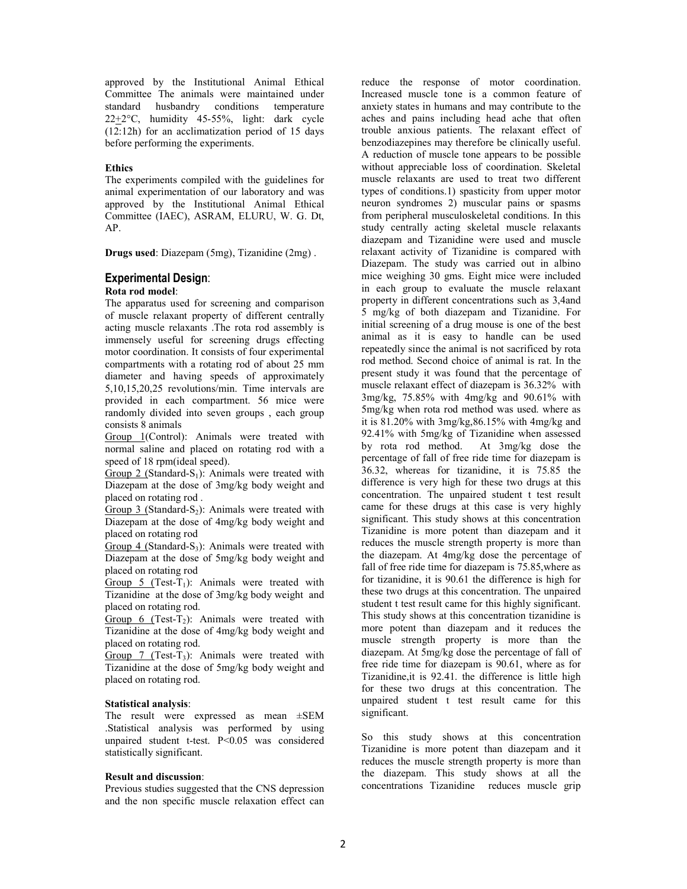approved by the Institutional Animal Ethical Committee The animals were maintained under standard husbandry conditions temperature 22+2°C, humidity 45-55%, light: dark cycle (12:12h) for an acclimatization period of 15 days before performing the experiments.

**Ethics**

The experiments compiled with the guidelines for animal experimentation of our laboratory and was approved by the Institutional Animal Ethical Committee (IAEC), ASRAM, ELURU, W. G. Dt, AP.

**Drugs used**: Diazepam (5mg), Tizanidine (2mg) .

## Experimental Design:

**Rota rod model**:

The apparatus used for screening and comparison of muscle relaxant property of different centrally acting muscle relaxants .The rota rod assembly is immensely useful for screening drugs effecting motor coordination. It consists of four experimental compartments with a rotating rod of about 25 mm diameter and having speeds of approximately 5,10,15,20,25 revolutions/min. Time intervals are provided in each compartment. 56 mice were randomly divided into seven groups , each group consists 8 animals

Group 1(Control): Animals were treated with normal saline and placed on rotating rod with a speed of 18 rpm(ideal speed).

Group 2 (Standard-$S_1$): Animals were treated with Diazepam at the dose of 3mg/kg body weight and placed on rotating rod .

Group 3 (Standard-$S_2$): Animals were treated with Diazepam at the dose of 4mg/kg body weight and placed on rotating rod

Group 4 (Standard-$S_3$): Animals were treated with Diazepam at the dose of 5mg/kg body weight and placed on rotating rod

Group 5 (Test-$T_1$): Animals were treated with Tizanidine at the dose of 3mg/kg body weight and placed on rotating rod.

Group 6 (Test-$T_2$): Animals were treated with Tizanidine at the dose of 4mg/kg body weight and placed on rotating rod.

Group 7 (Test-$T_3$): Animals were treated with Tizanidine at the dose of 5mg/kg body weight and placed on rotating rod.

**Statistical analysis**:

The result were expressed as mean ±SEM .Statistical analysis was performed by using unpaired student t-test. P<0.05 was considered statistically significant.

**Result and discussion**:

Previous studies suggested that the CNS depression and the non specific muscle relaxation effect can reduce the response of motor coordination. Increased muscle tone is a common feature of anxiety states in humans and may contribute to the aches and pains including head ache that often trouble anxious patients. The relaxant effect of benzodiazepines may therefore be clinically useful. A reduction of muscle tone appears to be possible without appreciable loss of coordination. Skeletal muscle relaxants are used to treat two different types of conditions.1) spasticity from upper motor neuron syndromes 2) muscular pains or spasms from peripheral musculoskeletal conditions. In this study centrally acting skeletal muscle relaxants diazepam and Tizanidine were used and muscle relaxant activity of Tizanidine is compared with Diazepam. The study was carried out in albino mice weighing 30 gms. Eight mice were included in each group to evaluate the muscle relaxant property in different concentrations such as 3,4and 5 mg/kg of both diazepam and Tizanidine. For initial screening of a drug mouse is one of the best animal as it is easy to handle can be used repeatedly since the animal is not sacrificed by rota rod method. Second choice of animal is rat. In the present study it was found that the percentage of muscle relaxant effect of diazepam is 36.32% with 3mg/kg, 75.85% with 4mg/kg and 90.61% with 5mg/kg when rota rod method was used. where as it is 81.20% with 3mg/kg,86.15% with 4mg/kg and 92.41% with 5mg/kg of Tizanidine when assessed by rota rod method. At 3mg/kg dose the percentage of fall of free ride time for diazepam is 36.32, whereas for tizanidine, it is 75.85 the difference is very high for these two drugs at this concentration. The unpaired student t test result came for these drugs at this case is very highly significant. This study shows at this concentration Tizanidine is more potent than diazepam and it reduces the muscle strength property is more than the diazepam. At 4mg/kg dose the percentage of fall of free ride time for diazepam is 75.85,where as for tizanidine, it is 90.61 the difference is high for these two drugs at this concentration. The unpaired student t test result came for this highly significant. This study shows at this concentration tizanidine is more potent than diazepam and it reduces the muscle strength property is more than the diazepam. At 5mg/kg dose the percentage of fall of free ride time for diazepam is 90.61, where as for Tizanidine,it is 92.41. the difference is little high for these two drugs at this concentration. The unpaired student t test result came for this significant.

So this study shows at this concentration Tizanidine is more potent than diazepam and it reduces the muscle strength property is more than the diazepam. This study shows at all the concentrations Tizanidine reduces muscle grip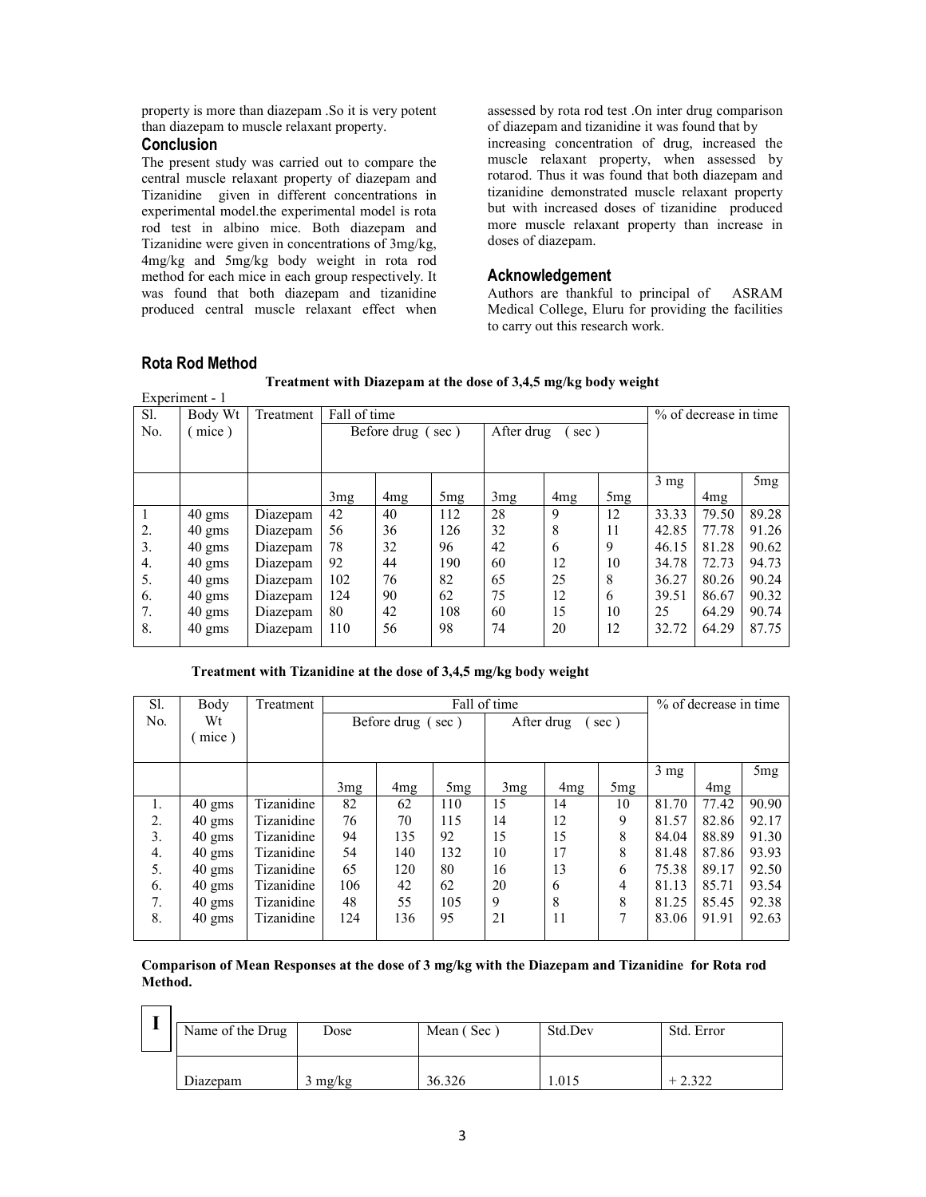property is more than diazepam .So it is very potent than diazepam to muscle relaxant property.

## Conclusion

The present study was carried out to compare the central muscle relaxant property of diazepam and Tizanidine given in different concentrations in experimental model.the experimental model is rota rod test in albino mice. Both diazepam and Tizanidine were given in concentrations of 3mg/kg, 4mg/kg and 5mg/kg body weight in rota rod method for each mice in each group respectively. It was found that both diazepam and tizanidine produced central muscle relaxant effect when assessed by rota rod test .On inter drug comparison of diazepam and tizanidine it was found that by increasing concentration of drug, increased the muscle relaxant property, when assessed by rotarod. Thus it was found that both diazepam and tizanidine demonstrated muscle relaxant property but with increased doses of tizanidine produced more muscle relaxant property than increase in doses of diazepam.

## Acknowledgement

Authors are thankful to principal of ASRAM Medical College, Eluru for providing the facilities to carry out this research work.

## Rota Rod Method

**Treatment with Diazepam at the dose of 3,4,5 mg/kg body weight**

Experiment - 1

| Sl. No. | Body Wt ( mice ) | Treatment | Fall of time | | | | | | % of decrease in time | | |
|---|---|---|---|---|---|---|---|---|---|---|---|
| | | | Before drug ( sec ) | | | After drug ( sec ) | | | | | |
| | | | 3mg | 4mg | 5mg | 3mg | 4mg | 5mg | 3 mg | 4mg | 5mg |
| 1 | 40 gms | Diazepam | 42 | 40 | 112 | 28 | 9 | 12 | 33.33 | 79.50 | 89.28 |
| 2. | 40 gms | Diazepam | 56 | 36 | 126 | 32 | 8 | 11 | 42.85 | 77.78 | 91.26 |
| 3. | 40 gms | Diazepam | 78 | 32 | 96 | 42 | 6 | 9 | 46.15 | 81.28 | 90.62 |
| 4. | 40 gms | Diazepam | 92 | 44 | 190 | 60 | 12 | 10 | 34.78 | 72.73 | 94.73 |
| 5. | 40 gms | Diazepam | 102 | 76 | 82 | 65 | 25 | 8 | 36.27 | 80.26 | 90.24 |
| 6. | 40 gms | Diazepam | 124 | 90 | 62 | 75 | 12 | 6 | 39.51 | 86.67 | 90.32 |
| 7. | 40 gms | Diazepam | 80 | 42 | 108 | 60 | 15 | 10 | 25 | 64.29 | 90.74 |
| 8. | 40 gms | Diazepam | 110 | 56 | 98 | 74 | 20 | 12 | 32.72 | 64.29 | 87.75 |

**Treatment with Tizanidine at the dose of 3,4,5 mg/kg body weight**

| Sl. No. | Body Wt ( mice ) | Treatment | Fall of time | | | | | | % of decrease in time | | |
|---|---|---|---|---|---|---|---|---|---|---|---|
| | | | Before drug ( sec ) | | | After drug ( sec ) | | | | | |
| | | | 3mg | 4mg | 5mg | 3mg | 4mg | 5mg | 3 mg | 4mg | 5mg |
| 1. | 40 gms | Tizanidine | 82 | 62 | 110 | 15 | 14 | 10 | 81.70 | 77.42 | 90.90 |
| 2. | 40 gms | Tizanidine | 76 | 70 | 115 | 14 | 12 | 9 | 81.57 | 82.86 | 92.17 |
| 3. | 40 gms | Tizanidine | 94 | 135 | 92 | 15 | 15 | 8 | 84.04 | 88.89 | 91.30 |
| 4. | 40 gms | Tizanidine | 54 | 140 | 132 | 10 | 17 | 8 | 81.48 | 87.86 | 93.93 |
| 5. | 40 gms | Tizanidine | 65 | 120 | 80 | 16 | 13 | 6 | 75.38 | 89.17 | 92.50 |
| 6. | 40 gms | Tizanidine | 106 | 42 | 62 | 20 | 6 | 4 | 81.13 | 85.71 | 93.54 |
| 7. | 40 gms | Tizanidine | 48 | 55 | 105 | 9 | 8 | 8 | 81.25 | 85.45 | 92.38 |
| 8. | 40 gms | Tizanidine | 124 | 136 | 95 | 21 | 11 | 7 | 83.06 | 91.91 | 92.63 |

**Comparison of Mean Responses at the dose of 3 mg/kg with the Diazepam and Tizanidine for Rota rod Method.**

**I**

| Name of the Drug | Dose | Mean ( Sec ) | Std.Dev | Std. Error |
|---|---|---|---|---|
| Diazepam | 3 mg/kg | 36.326 | 1.015 | + 2.322 |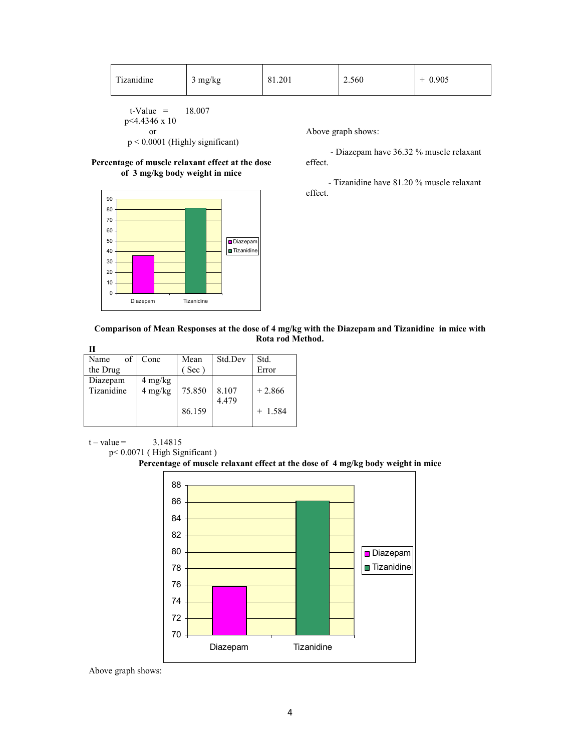| Tizanidine | 3 mg/kg | 81.201 | 2.560 | + 0.905 |
|---|---|---|---|---|

t-Value = 18.007
p<4.4346 x 10
or
$p < 0.0001$ (Highly significant)

**Percentage of muscle relaxant effect at the dose of 3 mg/kg body weight in mice**

Above graph shows:

- Diazepam have 36.32 % muscle relaxant effect.
- Tizanidine have 81.20 % muscle relaxant effect.

**Comparison of Mean Responses at the dose of 4 mg/kg with the Diazepam and Tizanidine in mice with Rota rod Method.**

**II**

| Name of the Drug | Conc | Mean ( Sec ) | Std.Dev | Std. Error |
|---|---|---|---|---|
| Diazepam | 4 mg/kg | 75.850 | 8.107 | + 2.866 |
| Tizanidine | 4 mg/kg | 86.159 | 4.479 | + 1.584 |

t – value = 3.14815
p< 0.0071 ( High Significant )

**Percentage of muscle relaxant effect at the dose of 4 mg/kg body weight in mice**

Above graph shows: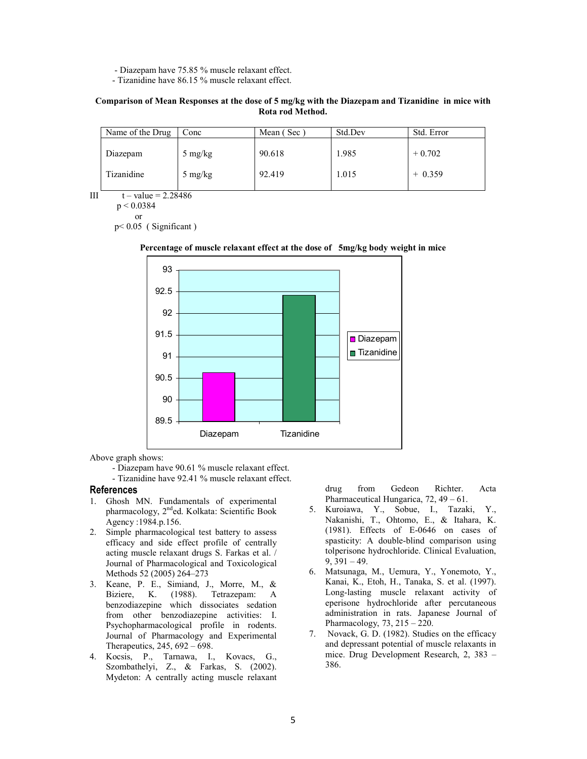- Diazepam have 75.85 % muscle relaxant effect.
- Tizanidine have 86.15 % muscle relaxant effect.

**Comparison of Mean Responses at the dose of 5 mg/kg with the Diazepam and Tizanidine in mice with Rota rod Method.**

| Name of the Drug | Conc | Mean ( Sec ) | Std.Dev | Std. Error |
|---|---|---|---|---|
| Diazepam | 5 mg/kg | 90.618 | 1.985 | + 0.702 |
| Tizanidine | 5 mg/kg | 92.419 | 1.015 | + 0.359 |

III t – value = 2.28486

$p < 0.0384$

or

$p < 0.05$ ( Significant )

**Percentage of muscle relaxant effect at the dose of 5mg/kg body weight in mice**

93
92.5
92
91.5
91
90.5
90
89.5
Diazepam
Tizanidine
Diazepam
Tizanidine

Above graph shows:

- Diazepam have 90.61 % muscle relaxant effect.
- Tizanidine have 92.41 % muscle relaxant effect.

## References

1. Ghosh MN. Fundamentals of experimental pharmacology, 2nd ed. Kolkata: Scientific Book Agency :1984.p.156.
2. Simple pharmacological test battery to assess efficacy and side effect profile of centrally acting muscle relaxant drugs S. Farkas et al. / Journal of Pharmacological and Toxicological Methods 52 (2005) 264–273
3. Keane, P. E., Simiand, J., Morre, M., & Biziere, K. (1988). Tetrazepam: A benzodiazepine which dissociates sedation from other benzodiazepine activities: I. Psychopharmacological profile in rodents. Journal of Pharmacology and Experimental Therapeutics, 245, 692 – 698.
4. Kocsis, P., Tarnawa, I., Kovacs, G., Szombathelyi, Z., & Farkas, S. (2002). Mydeton: A centrally acting muscle relaxant drug from Gedeon Richter. Acta Pharmaceutical Hungarica, 72, 49 – 61.
5. Kuroiawa, Y., Sobue, I., Tazaki, Y., Nakanishi, T., Ohtomo, E., & Itahara, K. (1981). Effects of E-0646 on cases of spasticity: A double-blind comparison using tolperisone hydrochloride. Clinical Evaluation, 9, 391 – 49.
6. Matsunaga, M., Uemura, Y., Yonemoto, Y., Kanai, K., Etoh, H., Tanaka, S. et al. (1997). Long-lasting muscle relaxant activity of eperisone hydrochloride after percutaneous administration in rats. Japanese Journal of Pharmacology, 73, 215 – 220.
7. Novack, G. D. (1982). Studies on the efficacy and depressant potential of muscle relaxants in mice. Drug Development Research, 2, 383 – 386.